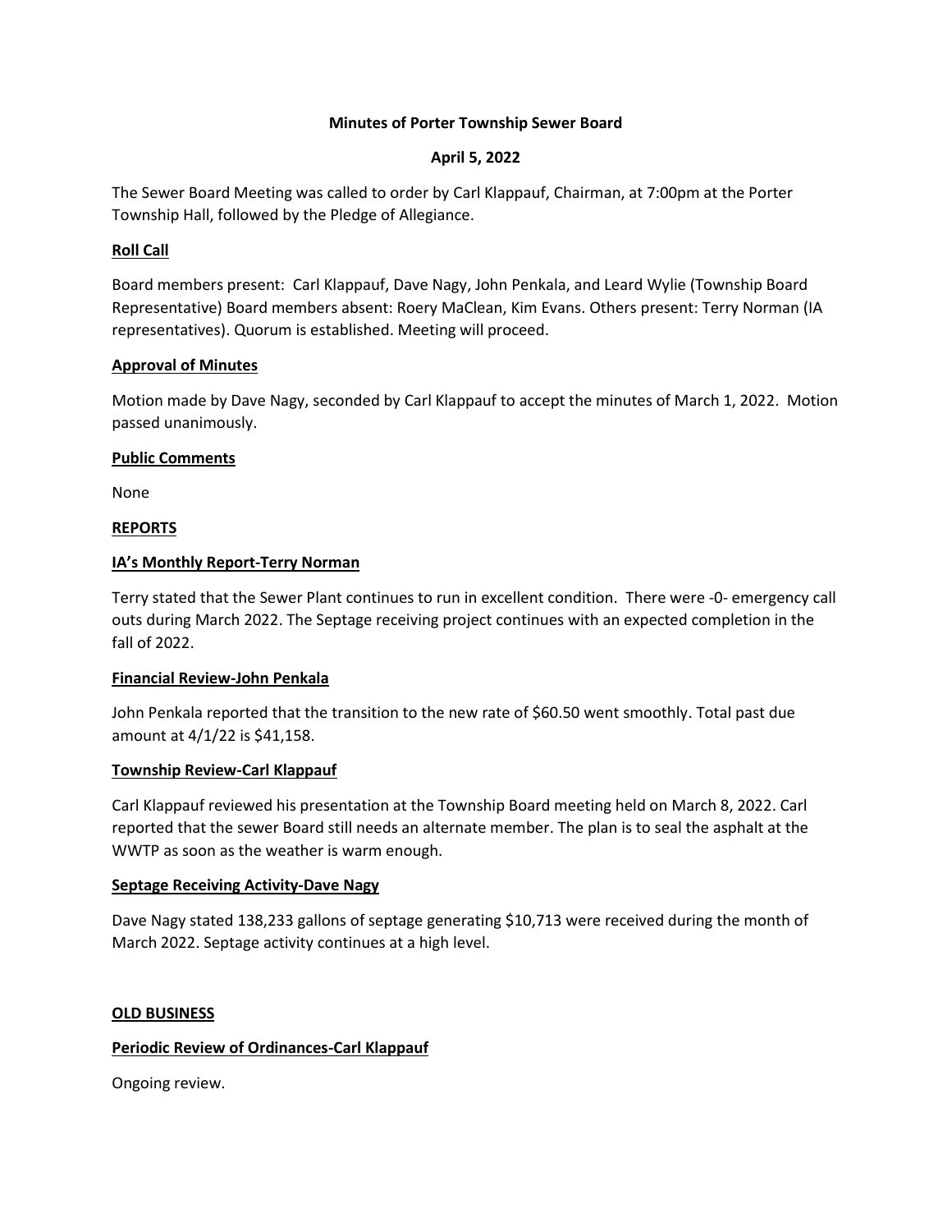**Minutes of Porter Township Sewer Board**

**April 5, 2022**

The Sewer Board Meeting was called to order by Carl Klappauf, Chairman, at 7:00pm at the Porter Township Hall, followed by the Pledge of Allegiance.

**Roll Call**

Board members present: Carl Klappauf, Dave Nagy, John Penkala, and Leard Wylie (Township Board Representative) Board members absent: Roery MacLean, Kim Evans. Others present: Terry Norman (IA representatives). Quorum is established. Meeting will proceed.

**Approval of Minutes**

Motion made by Dave Nagy, seconded by Carl Klappauf to accept the minutes of March 1, 2022. Motion passed unanimously.

**Public Comments**

None

**REPORTS**

**IA's Monthly Report-Terry Norman**

Terry stated that the Sewer Plant continues to run in excellent condition. There were -0- emergency call outs during March 2022. The Septage receiving project continues with an expected completion in the fall of 2022.

**Financial Review-John Penkala**

John Penkala reported that the transition to the new rate of $60.50 went smoothly. Total past due amount at 4/1/22 is $41,158.

**Township Review-Carl Klappauf**

Carl Klappauf reviewed his presentation at the Township Board meeting held on March 8, 2022. Carl reported that the sewer Board still needs an alternate member. The plan is to seal the asphalt at the WWTP as soon as the weather is warm enough.

**Septage Receiving Activity-Dave Nagy**

Dave Nagy stated 138,233 gallons of septage generating $10,713 were received during the month of March 2022. Septage activity continues at a high level.

**OLD BUSINESS**

**Periodic Review of Ordinances-Carl Klappauf**

Ongoing review.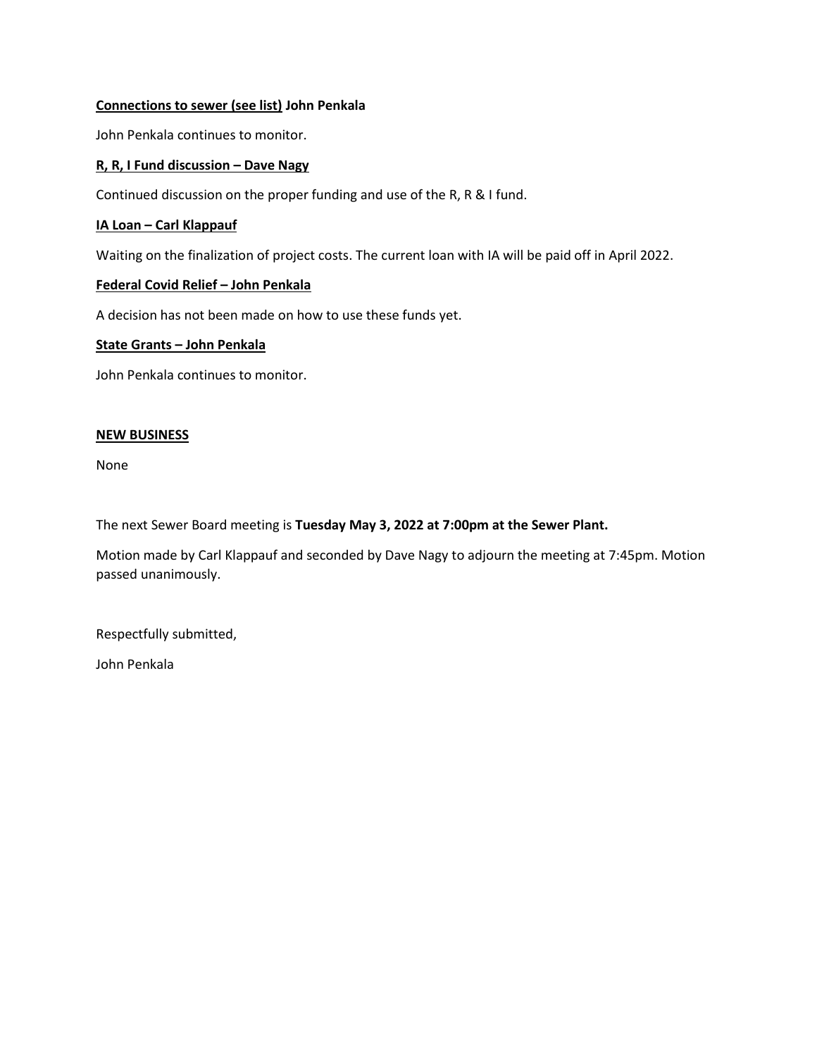**Connections to sewer (see list) John Penkala**

John Penkala continues to monitor.

**R, R, I Fund discussion – Dave Nagy**

Continued discussion on the proper funding and use of the R, R & I fund.

**IA Loan – Carl Klappauf**

Waiting on the finalization of project costs. The current loan with IA will be paid off in April 2022.

**Federal Covid Relief – John Penkala**

A decision has not been made on how to use these funds yet.

**State Grants – John Penkala**

John Penkala continues to monitor.

**NEW BUSINESS**

None

The next Sewer Board meeting is **Tuesday May 3, 2022 at 7:00pm at the Sewer Plant.**

Motion made by Carl Klappauf and seconded by Dave Nagy to adjourn the meeting at 7:45pm. Motion passed unanimously.

Respectfully submitted,

John Penkala